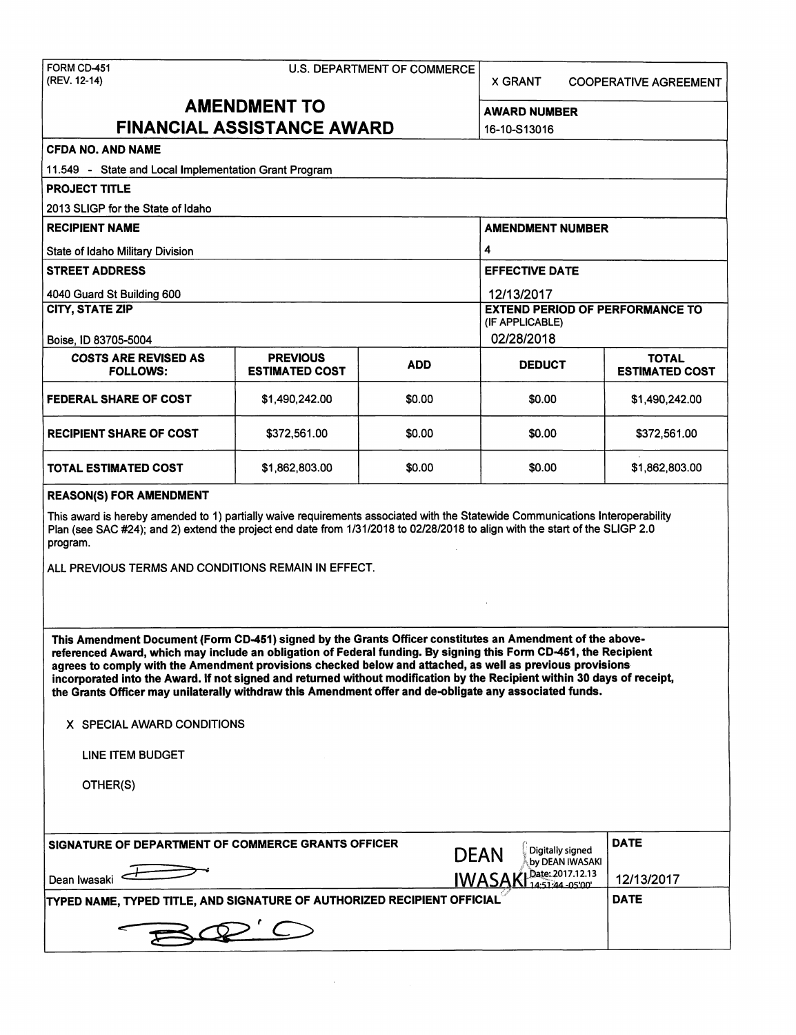FORM CD-451
(REV. 12-14)

U.S. DEPARTMENT OF COMMERCE

X GRANT     COOPERATIVE AGREEMENT

# AMENDMENT TO FINANCIAL ASSISTANCE AWARD

**AWARD NUMBER**
16-10-S13016

**CFDA NO. AND NAME**
11.549 - State and Local Implementation Grant Program

**PROJECT TITLE**
2013 SLIGP for the State of Idaho

**RECIPIENT NAME**
State of Idaho Military Division

**AMENDMENT NUMBER**
4

**STREET ADDRESS**
4040 Guard St Building 600

**EFFECTIVE DATE**
12/13/2017

**CITY, STATE ZIP**
Boise, ID 83705-5004

**EXTEND PERIOD OF PERFORMANCE TO (IF APPLICABLE)**
02/28/2018

| COSTS ARE REVISED AS FOLLOWS: | PREVIOUS ESTIMATED COST | ADD | DEDUCT | TOTAL ESTIMATED COST |
|---|---|---|---|---|
| **FEDERAL SHARE OF COST** | $1,490,242.00 | $0.00 | $0.00 | $1,490,242.00 |
| **RECIPIENT SHARE OF COST** | $372,561.00 | $0.00 | $0.00 | $372,561.00 |
| **TOTAL ESTIMATED COST** | $1,862,803.00 | $0.00 | $0.00 | $1,862,803.00 |

**REASON(S) FOR AMENDMENT**

This award is hereby amended to 1) partially waive requirements associated with the Statewide Communications Interoperability Plan (see SAC #24); and 2) extend the project end date from 1/31/2018 to 02/28/2018 to align with the start of the SLIGP 2.0 program.

ALL PREVIOUS TERMS AND CONDITIONS REMAIN IN EFFECT.

**This Amendment Document (Form CD-451) signed by the Grants Officer constitutes an Amendment of the above-referenced Award, which may include an obligation of Federal funding. By signing this Form CD-451, the Recipient agrees to comply with the Amendment provisions checked below and attached, as well as previous provisions incorporated into the Award. If not signed and returned without modification by the Recipient within 30 days of receipt, the Grants Officer may unilaterally withdraw this Amendment offer and de-obligate any associated funds.**

X SPECIAL AWARD CONDITIONS

LINE ITEM BUDGET

OTHER(S)

**SIGNATURE OF DEPARTMENT OF COMMERCE GRANTS OFFICER**

Dean Iwasaki

DEAN IWASAKI Digitally signed by DEAN IWASAKI Date: 2017.12.13 14:51:44 -05'00'

**DATE**
12/13/2017

**TYPED NAME, TYPED TITLE, AND SIGNATURE OF AUTHORIZED RECIPIENT OFFICIAL**

**DATE**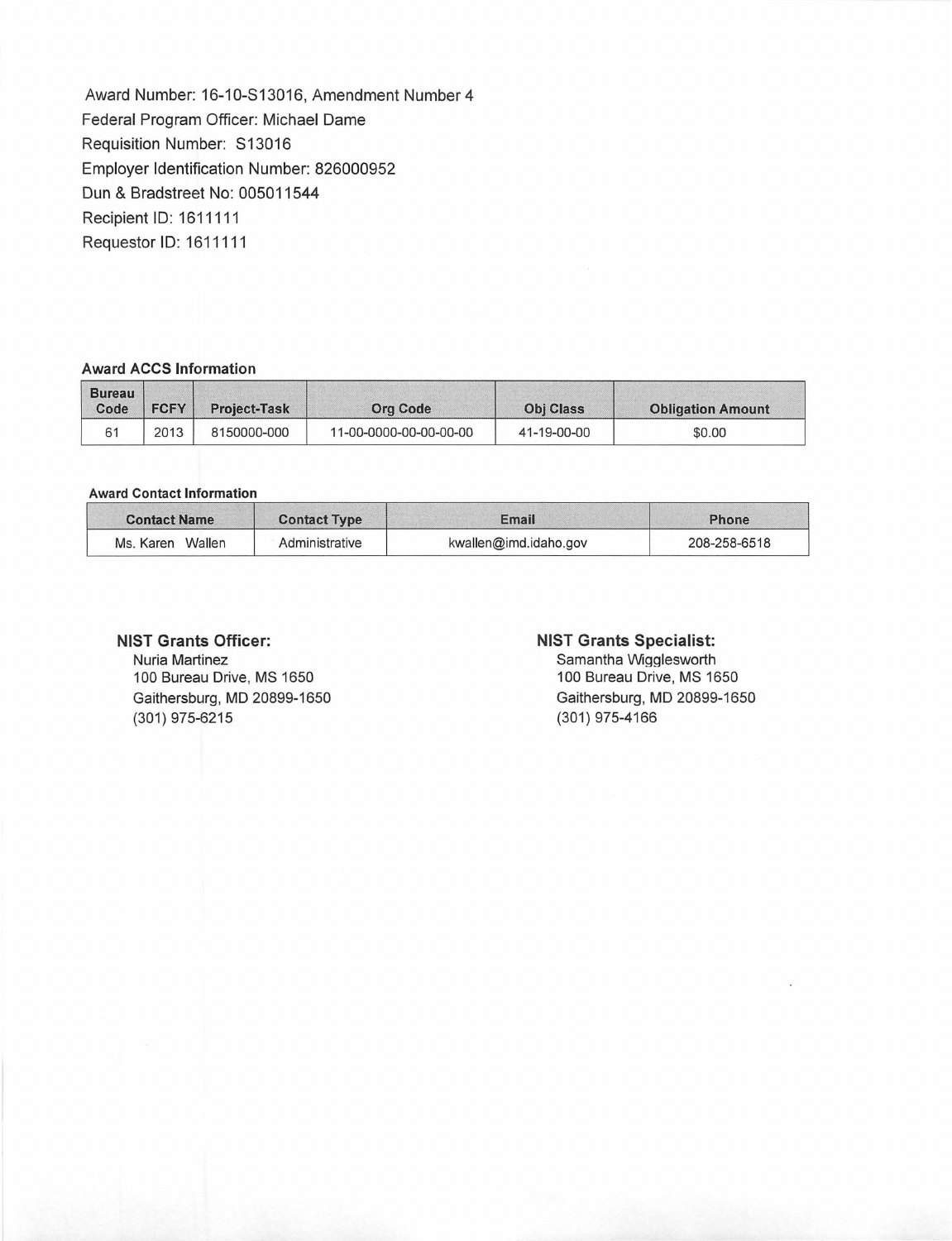Award Number: 16-10-S13016, Amendment Number 4
Federal Program Officer: Michael Dame
Requisition Number: S13016
Employer Identification Number: 826000952
Dun & Bradstreet No: 005011544
Recipient ID: 1611111
Requestor ID: 1611111

### Award ACCS Information

| Bureau Code | FCFY | Project-Task | Org Code | Obj Class | Obligation Amount |
|---|---|---|---|---|---|
| 61 | 2013 | 8150000-000 | 11-00-0000-00-00-00-00 | 41-19-00-00 | $0.00 |

### Award Contact Information

| Contact Name | Contact Type | Email | Phone |
|---|---|---|---|
| Ms. Karen Wallen | Administrative | kwallen@imd.idaho.gov | 208-258-6518 |

**NIST Grants Officer:**
Nuria Martinez
100 Bureau Drive, MS 1650
Gaithersburg, MD 20899-1650
(301) 975-6215

**NIST Grants Specialist:**
Samantha Wigglesworth
100 Bureau Drive, MS 1650
Gaithersburg, MD 20899-1650
(301) 975-4166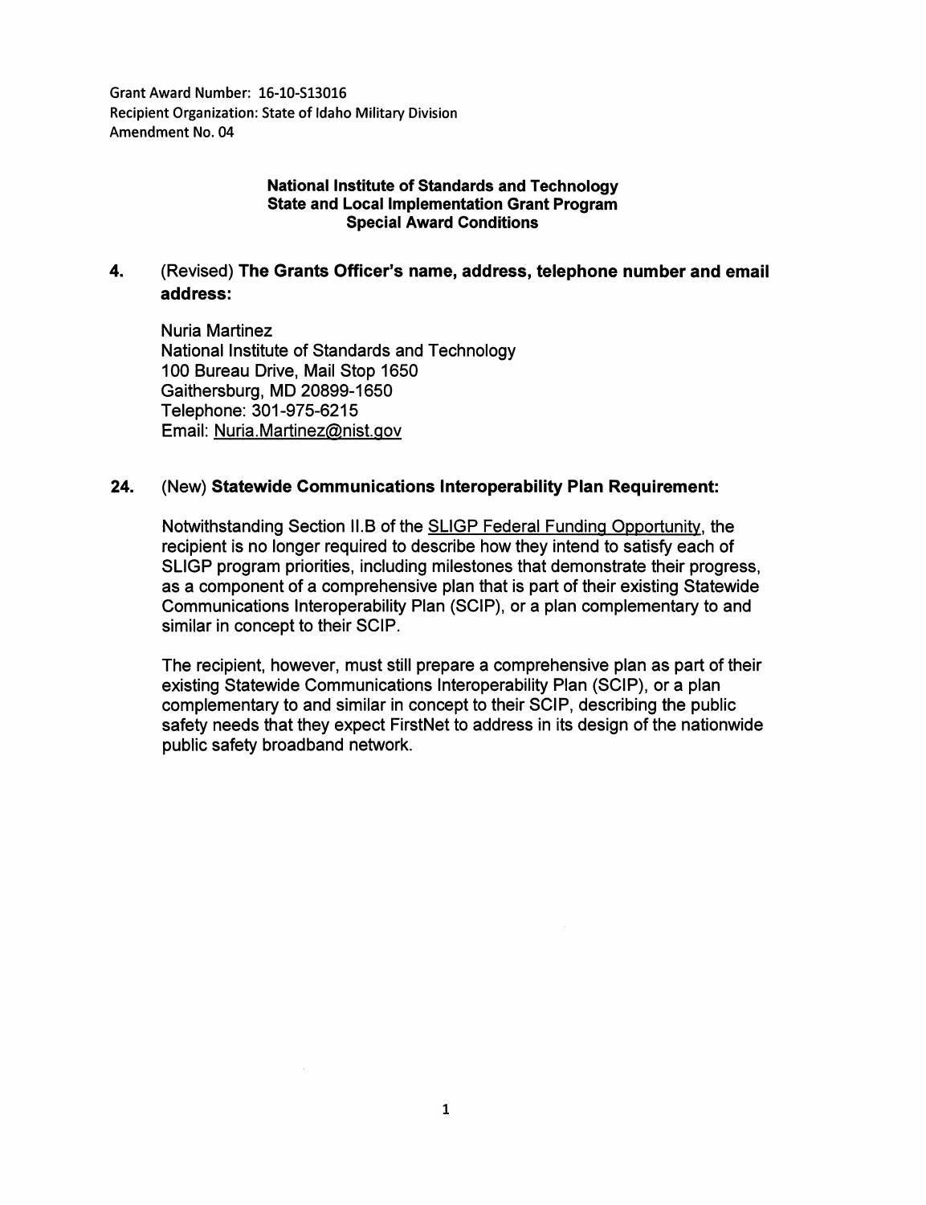Grant Award Number: 16-10-S13016
Recipient Organization: State of Idaho Military Division
Amendment No. 04

**National Institute of Standards and Technology**
**State and Local Implementation Grant Program**
**Special Award Conditions**

**4.** (Revised) **The Grants Officer's name, address, telephone number and email address:**

Nuria Martinez
National Institute of Standards and Technology
100 Bureau Drive, Mail Stop 1650
Gaithersburg, MD 20899-1650
Telephone: 301-975-6215
Email: Nuria.Martinez@nist.gov

**24.** (New) **Statewide Communications Interoperability Plan Requirement:**

Notwithstanding Section II.B of the SLIGP Federal Funding Opportunity, the recipient is no longer required to describe how they intend to satisfy each of SLIGP program priorities, including milestones that demonstrate their progress, as a component of a comprehensive plan that is part of their existing Statewide Communications Interoperability Plan (SCIP), or a plan complementary to and similar in concept to their SCIP.

The recipient, however, must still prepare a comprehensive plan as part of their existing Statewide Communications Interoperability Plan (SCIP), or a plan complementary to and similar in concept to their SCIP, describing the public safety needs that they expect FirstNet to address in its design of the nationwide public safety broadband network.